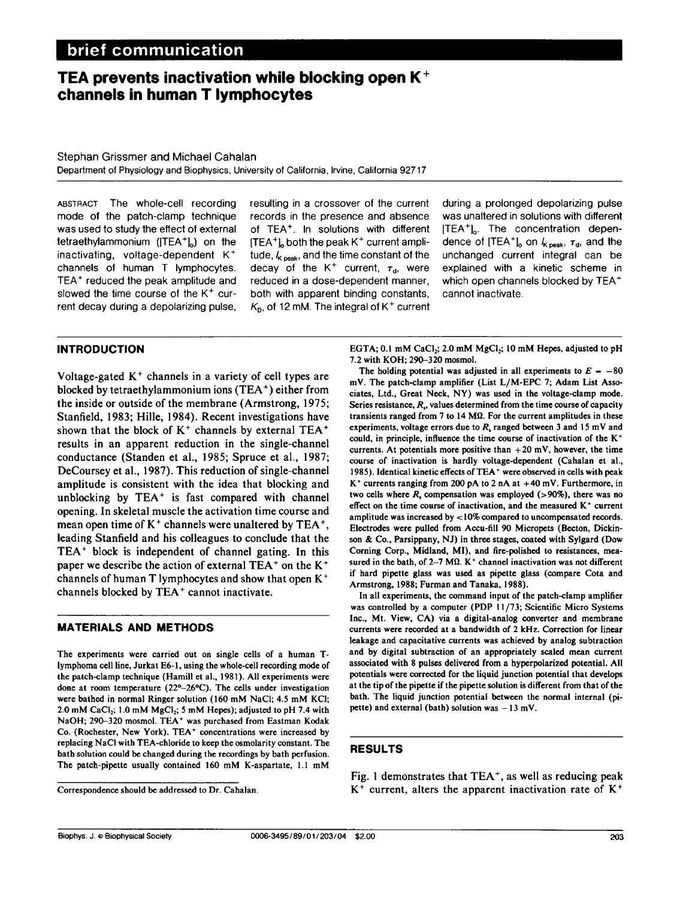brief communication

# TEA prevents inactivation while blocking open $K^+$ channels in human T lymphocytes

Stephan Grissmer and Michael Cahalan

Department of Physiology and Biophysics, University of California, Irvine, California 92717

ABSTRACT The whole-cell recording mode of the patch-clamp technique was used to study the effect of external tetraethylammonium ($[TEA^+]_o$) on the inactivating, voltage-dependent $K^+$ channels of human T lymphocytes. $TEA^+$ reduced the peak amplitude and slowed the time course of the $K^+$ current decay during a depolarizing pulse, resulting in a crossover of the current records in the presence and absence of $TEA^+$. In solutions with different $[TEA^+]_o$ both the peak $K^+$ current amplitude, $I_{K\ peak}$, and the time constant of the decay of the $K^+$ current, $\tau_d$, were reduced in a dose-dependent manner, both with apparent binding constants, $K_D$, of 12 mM. The integral of $K^+$ current during a prolonged depolarizing pulse was unaltered in solutions with different $[TEA^+]_o$. The concentration dependence of $[TEA^+]_o$ on $I_{K\ peak}$, $\tau_d$, and the unchanged current integral can be explained with a kinetic scheme in which open channels blocked by $TEA^+$ cannot inactivate.

## INTRODUCTION

Voltage-gated $K^+$ channels in a variety of cell types are blocked by tetraethylammonium ions ($TEA^+$) either from the inside or outside of the membrane (Armstrong, 1975; Stanfield, 1983; Hille, 1984). Recent investigations have shown that the block of $K^+$ channels by external $TEA^+$ results in an apparent reduction in the single-channel conductance (Standen et al., 1985; Spruce et al., 1987; DeCoursey et al., 1987). This reduction of single-channel amplitude is consistent with the idea that blocking and unblocking by $TEA^+$ is fast compared with channel opening. In skeletal muscle the activation time course and mean open time of $K^+$ channels were unaltered by $TEA^+$, leading Stanfield and his colleagues to conclude that the $TEA^+$ block is independent of channel gating. In this paper we describe the action of external $TEA^+$ on the $K^+$ channels of human T lymphocytes and show that open $K^+$ channels blocked by $TEA^+$ cannot inactivate.

## MATERIALS AND METHODS

The experiments were carried out on single cells of a human T-lymphoma cell line, Jurkat E6-1, using the whole-cell recording mode of the patch-clamp technique (Hamill et al., 1981). All experiments were done at room temperature (22°–26°C). The cells under investigation were bathed in normal Ringer solution (160 mM NaCl; 4.5 mM KCl; 2.0 mM $CaCl_2$; 1.0 mM $MgCl_2$; 5 mM Hepes); adjusted to pH 7.4 with NaOH; 290–320 mosmol. $TEA^+$ was purchased from Eastman Kodak Co. (Rochester, New York). $TEA^+$ concentrations were increased by replacing NaCl with TEA-chloride to keep the osmolarity constant. The bath solution could be changed during the recordings by bath perfusion. The patch-pipette usually contained 160 mM K-aspartate, 1.1 mM EGTA; 0.1 mM $CaCl_2$; 2.0 mM $MgCl_2$; 10 mM Hepes, adjusted to pH 7.2 with KOH; 290–320 mosmol.

The holding potential was adjusted in all experiments to $E = -80$ mV. The patch-clamp amplifier (List L/M-EPC 7; Adam List Associates, Ltd., Great Neck, NY) was used in the voltage-clamp mode. Series resistance, $R_s$, values determined from the time course of capacity transients ranged from 7 to 14 MΩ. For the current amplitudes in these experiments, voltage errors due to $R_s$ ranged between 3 and 15 mV and could, in principle, influence the time course of inactivation of the $K^+$ currents. At potentials more positive than +20 mV, however, the time course of inactivation is hardly voltage-dependent (Cahalan et al., 1985). Identical kinetic effects of $TEA^+$ were observed in cells with peak $K^+$ currents ranging from 200 pA to 2 nA at +40 mV. Furthermore, in two cells where $R_s$ compensation was employed (>90%), there was no effect on the time course of inactivation, and the measured $K^+$ current amplitude was increased by <10% compared to uncompensated records. Electrodes were pulled from Accu-fill 90 Micropets (Becton, Dickinson & Co., Parsippany, NJ) in three stages, coated with Sylgard (Dow Corning Corp., Midland, MI), and fire-polished to resistances, measured in the bath, of 2–7 MΩ. $K^+$ channel inactivation was not different if hard pipette glass was used as pipette glass (compare Cota and Armstrong, 1988; Furman and Tanaka, 1988).

In all experiments, the command input of the patch-clamp amplifier was controlled by a computer (PDP 11/73; Scientific Micro Systems Inc., Mt. View, CA) via a digital-analog converter and membrane currents were recorded at a bandwidth of 2 kHz. Correction for linear leakage and capacitative currents was achieved by analog subtraction and by digital subtraction of an appropriately scaled mean current associated with 8 pulses delivered from a hyperpolarized potential. All potentials were corrected for the liquid junction potential that develops at the tip of the pipette if the pipette solution is different from that of the bath. The liquid junction potential between the normal internal (pipette) and external (bath) solution was −13 mV.

Correspondence should be addressed to Dr. Cahalan.

## RESULTS

Fig. 1 demonstrates that $TEA^+$, as well as reducing peak $K^+$ current, alters the apparent inactivation rate of $K^+$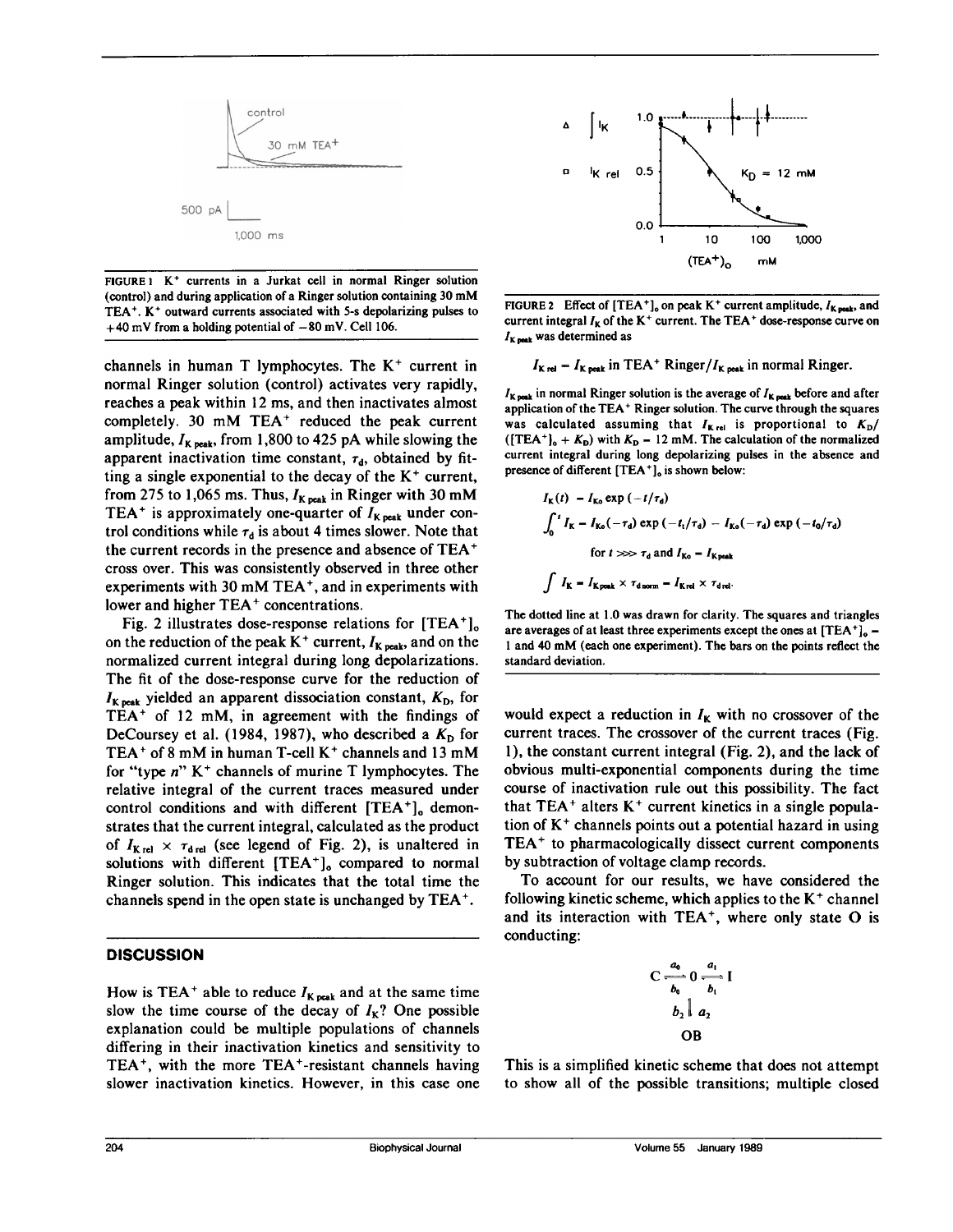FIGURE 1 $K^+$ currents in a Jurkat cell in normal Ringer solution (control) and during application of a Ringer solution containing 30 mM $TEA^+$. $K^+$ outward currents associated with 5-s depolarizing pulses to +40 mV from a holding potential of −80 mV. Cell 106.

FIGURE 2 Effect of $[TEA^+]_o$ on peak $K^+$ current amplitude, $I_{K\,peak}$, and current integral $I_K$ of the $K^+$ current. The $TEA^+$ dose-response curve on $I_{K\,peak}$ was determined as

$$I_{K\,rel} = I_{K\,peak} \text{ in } TEA^+ \text{ Ringer}/I_{K\,peak} \text{ in normal Ringer.}$$

$I_{K\,peak}$ in normal Ringer solution is the average of $I_{K\,peak}$ before and after application of the $TEA^+$ Ringer solution. The curve through the squares was calculated assuming that $I_{K\,rel}$ is proportional to $K_D/([TEA^+]_o + K_D)$ with $K_D = 12$ mM. The calculation of the normalized current integral during long depolarizing pulses in the absence and presence of different $[TEA^+]_o$ is shown below:

$$I_K(t) = I_{Ko} \exp(-t/\tau_d)$$

$$\int_0^t I_K = I_{Ko}(-\tau_d)\exp(-t_1/\tau_d) - I_{Ko}(-\tau_d)\exp(-t_0/\tau_d)$$

$$\text{for } t \ggg \tau_d \text{ and } I_{Ko} = I_{K\,peak}$$

$$\int I_K = I_{K\,peak} \times \tau_{d\,norm} = I_{K\,rel} \times \tau_{d\,rel}.$$

The dotted line at 1.0 was drawn for clarity. The squares and triangles are averages of at least three experiments except the ones at $[TEA^+]_o$ = 1 and 40 mM (each one experiment). The bars on the points reflect the standard deviation.

channels in human T lymphocytes. The $K^+$ current in normal Ringer solution (control) activates very rapidly, reaches a peak within 12 ms, and then inactivates almost completely. 30 mM $TEA^+$ reduced the peak current amplitude, $I_{K\,peak}$, from 1,800 to 425 pA while slowing the apparent inactivation time constant, $\tau_d$, obtained by fitting a single exponential to the decay of the $K^+$ current, from 275 to 1,065 ms. Thus, $I_{K\,peak}$ in Ringer with 30 mM $TEA^+$ is approximately one-quarter of $I_{K\,peak}$ under control conditions while $\tau_d$ is about 4 times slower. Note that the current records in the presence and absence of $TEA^+$ cross over. This was consistently observed in three other experiments with 30 mM $TEA^+$, and in experiments with lower and higher $TEA^+$ concentrations.

Fig. 2 illustrates dose-response relations for $[TEA^+]_o$ on the reduction of the peak $K^+$ current, $I_{K\,peak}$, and on the normalized current integral during long depolarizations. The fit of the dose-response curve for the reduction of $I_{K\,peak}$ yielded an apparent dissociation constant, $K_D$, for $TEA^+$ of 12 mM, in agreement with the findings of DeCoursey et al. (1984, 1987), who described a $K_D$ for $TEA^+$ of 8 mM in human T-cell $K^+$ channels and 13 mM for "type *n*" $K^+$ channels of murine T lymphocytes. The relative integral of the current traces measured under control conditions and with different $[TEA^+]_o$ demonstrates that the current integral, calculated as the product of $I_{K\,rel} \times \tau_{d\,rel}$ (see legend of Fig. 2), is unaltered in solutions with different $[TEA^+]_o$ compared to normal Ringer solution. This indicates that the total time the channels spend in the open state is unchanged by $TEA^+$.

## DISCUSSION

How is $TEA^+$ able to reduce $I_{K\,peak}$ and at the same time slow the time course of the decay of $I_K$? One possible explanation could be multiple populations of channels differing in their inactivation kinetics and sensitivity to $TEA^+$, with the more $TEA^+$-resistant channels having slower inactivation kinetics. However, in this case one would expect a reduction in $I_K$ with no crossover of the current traces. The crossover of the current traces (Fig. 1), the constant current integral (Fig. 2), and the lack of obvious multi-exponential components during the time course of inactivation rule out this possibility. The fact that $TEA^+$ alters $K^+$ current kinetics in a single population of $K^+$ channels points out a potential hazard in using $TEA^+$ to pharmacologically dissect current components by subtraction of voltage clamp records.

To account for our results, we have considered the following kinetic scheme, which applies to the $K^+$ channel and its interaction with $TEA^+$, where only state O is conducting:

$$\begin{array}{ccccc} C & \underset{b_0}{\overset{a_0}{\rightleftharpoons}} & O & \underset{b_1}{\overset{a_1}{\rightleftharpoons}} & I \\ & & b_2 \updownarrow a_2 & & \\ & & OB & & \end{array}$$

This is a simplified kinetic scheme that does not attempt to show all of the possible transitions; multiple closed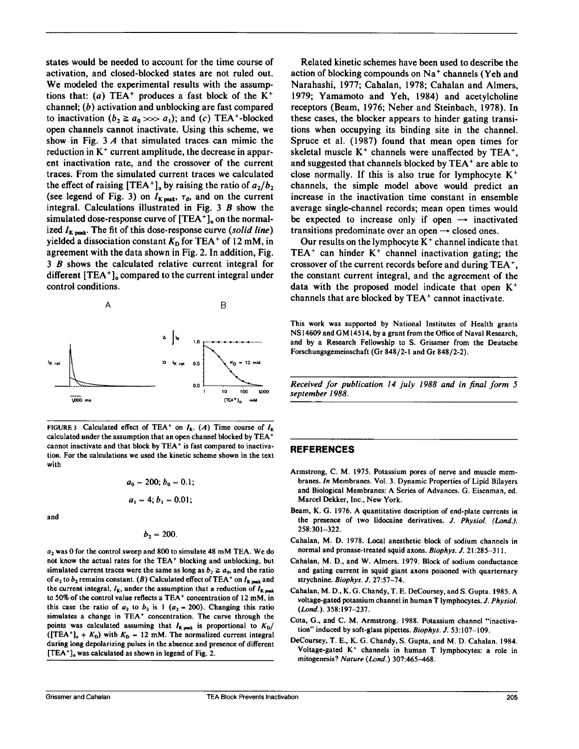states would be needed to account for the time course of activation, and closed-blocked states are not ruled out. We modeled the experimental results with the assumptions that: (*a*) $TEA^+$ produces a fast block of the $K^+$ channel; (*b*) activation and unblocking are fast compared to inactivation ($b_2 \geq a_0 \ggg a_1$); and (*c*) $TEA^+$-blocked open channels cannot inactivate. Using this scheme, we show in Fig. 3 *A* that simulated traces can mimic the reduction in $K^+$ current amplitude, the decrease in apparent inactivation rate, and the crossover of the current traces. From the simulated current traces we calculated the effect of raising $[TEA^+]_o$ by raising the ratio of $a_2/b_2$ (see legend of Fig. 3) on $I_{K\,peak}$, $\tau_d$, and on the current integral. Calculations illustrated in Fig. 3 *B* show the simulated dose-response curve of $[TEA^+]_o$ on the normalized $I_{K\,peak}$. The fit of this dose-response curve (*solid line*) yielded a dissociation constant $K_D$ for $TEA^+$ of 12 mM, in agreement with the data shown in Fig. 2. In addition, Fig. 3 *B* shows the calculated relative current integral for different $[TEA^+]_o$ compared to the current integral under control conditions.

FIGURE 3 Calculated effect of $TEA^+$ on $I_K$. (*A*) Time course of $I_K$ calculated under the assumption that an open channel blocked by $TEA^+$ cannot inactivate and that block by $TEA^+$ is fast compared to inactivation. For the calculations we used the kinetic scheme shown in the text with

$$a_0 = 200; b_0 = 0.1;$$

$$a_1 = 4; b_1 = 0.01;$$

and

$$b_2 = 200.$$

$a_2$ was 0 for the control sweep and 800 to simulate 48 mM TEA. We do not know the actual rates for the $TEA^+$ blocking and unblocking, but simulated current traces were the same as long as $b_2 \geq a_0$, and the ratio of $a_2$ to $b_2$ remains constant. (*B*) Calculated effect of $TEA^+$ on $I_{K\,peak}$ and the current integral, $I_K$, under the assumption that a reduction of $I_{K\,peak}$ to 50% of the control value reflects a $TEA^+$ concentration of 12 mM, in this case the ratio of $a_2$ to $b_2$ is 1 ($a_2 = 200$). Changing this ratio simulates a change in $TEA^+$ concentration. The curve through the points was calculated assuming that $I_{K\,peak}$ is proportional to $K_D/([TEA^+]_o + K_D)$ with $K_D = 12$ mM. The normalized current integral during long depolarizing pulses in the absence and presence of different $[TEA^+]_o$ was calculated as shown in legend of Fig. 2.

Related kinetic schemes have been used to describe the action of blocking compounds on $Na^+$ channels (Yeh and Narahashi, 1977; Cahalan, 1978; Cahalan and Almers, 1979; Yamamoto and Yeh, 1984) and acetylcholine receptors (Beam, 1976; Neher and Steinbach, 1978). In these cases, the blocker appears to hinder gating transitions when occupying its binding site in the channel. Spruce et al. (1987) found that mean open times for skeletal muscle $K^+$ channels were unaffected by $TEA^+$, and suggested that channels blocked by $TEA^+$ are able to close normally. If this is also true for lymphocyte $K^+$ channels, the simple model above would predict an increase in the inactivation time constant in ensemble average single-channel records; mean open times would be expected to increase only if open → inactivated transitions predominate over an open → closed ones.

Our results on the lymphocyte $K^+$ channel indicate that $TEA^+$ can hinder $K^+$ channel inactivation gating; the crossover of the current records before and during $TEA^+$, the constant current integral, and the agreement of the data with the proposed model indicate that open $K^+$ channels that are blocked by $TEA^+$ cannot inactivate.

This work was supported by National Institutes of Health grants NS14609 and GM14514, by a grant from the Office of Naval Research, and by a Research Fellowship to S. Grissmer from the Deutsche Forschungsgemeinschaft (Gr 848/2-1 and Gr 848/2-2).

*Received for publication 14 july 1988 and in final form 5 september 1988.*

## REFERENCES

Armstrong, C. M. 1975. Potassium pores of nerve and muscle membranes. *In* Membranes. Vol. 3. Dynamic Properties of Lipid Bilayers and Biological Membranes: A Series of Advances. G. Eisenman, ed. Marcel Dekker, Inc., New York.

Beam, K. G. 1976. A quantitative description of end-plate currents in the presence of two lidocaine derivatives. *J. Physiol. (Lond.).* 258:301–322.

Cahalan, M. D. 1978. Local anesthetic block of sodium channels in normal and pronase-treated squid axons. *Biophys. J.* 21:285–311.

Cahalan, M. D., and W. Almers. 1979. Block of sodium conductance and gating current in squid giant axons poisoned with quarternary strychnine. *Biophys. J.* 27:57–74.

Cahalan, M. D., K. G. Chandy, T. E. DeCoursey, and S. Gupta. 1985. A voltage-gated potassium channel in human T lymphocytes. *J. Physiol. (Lond.).* 358:197–237.

Cota, G., and C. M. Armstrong. 1988. Potassium channel "inactivation" induced by soft-glass pipettes. *Biophys. J.* 53:107–109.

DeCoursey, T. E., K. G. Chandy, S. Gupta, and M. D. Cahalan. 1984. Voltage-gated $K^+$ channels in human T lymphocytes: a role in mitogenesis? *Nature (Lond.)* 307:465–468.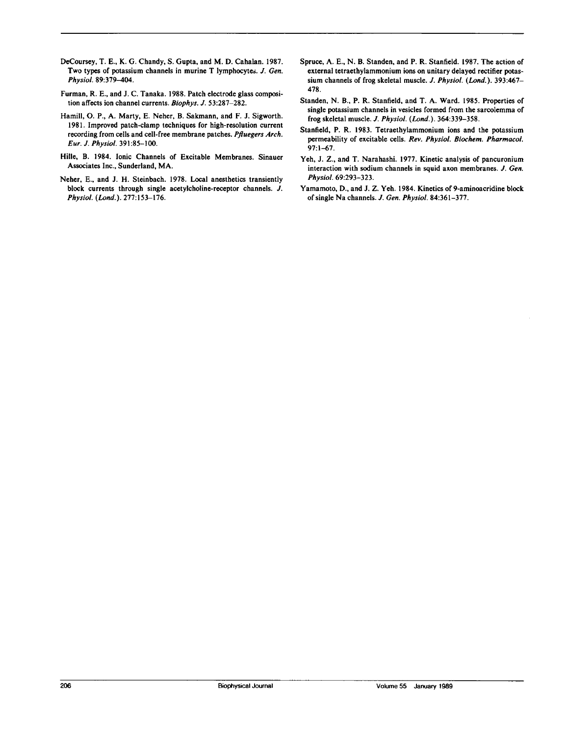DeCoursey, T. E., K. G. Chandy, S. Gupta, and M. D. Cahalan. 1987. Two types of potassium channels in murine T lymphocytes. *J. Gen. Physiol.* 89:379–404.

Furman, R. E., and J. C. Tanaka. 1988. Patch electrode glass composition affects ion channel currents. *Biophys. J.* 53:287–282.

Hamill, O. P., A. Marty, E. Neher, B. Sakmann, and F. J. Sigworth. 1981. Improved patch-clamp techniques for high-resolution current recording from cells and cell-free membrane patches. *Pfluegers Arch. Eur. J. Physiol.* 391:85–100.

Hille, B. 1984. Ionic Channels of Excitable Membranes. Sinauer Associates Inc., Sunderland, MA.

Neher, E., and J. H. Steinbach. 1978. Local anesthetics transiently block currents through single acetylcholine-receptor channels. *J. Physiol.* (*Lond.*). 277:153–176.

Spruce, A. E., N. B. Standen, and P. R. Stanfield. 1987. The action of external tetraethylammonium ions on unitary delayed rectifier potassium channels of frog skeletal muscle. *J. Physiol.* (*Lond.*). 393:467–478.

Standen, N. B., P. R. Stanfield, and T. A. Ward. 1985. Properties of single potassium channels in vesicles formed from the sarcolemma of frog skeletal muscle. *J. Physiol.* (*Lond.*). 364:339–358.

Stanfield, P. R. 1983. Tetraethylammonium ions and the potassium permeability of excitable cells. *Rev. Physiol. Biochem. Pharmacol.* 97:1–67.

Yeh, J. Z., and T. Narahashi. 1977. Kinetic analysis of pancuronium interaction with sodium channels in squid axon membranes. *J. Gen. Physiol.* 69:293–323.

Yamamoto, D., and J. Z. Yeh. 1984. Kinetics of 9-aminoacridine block of single Na channels. *J. Gen. Physiol.* 84:361–377.